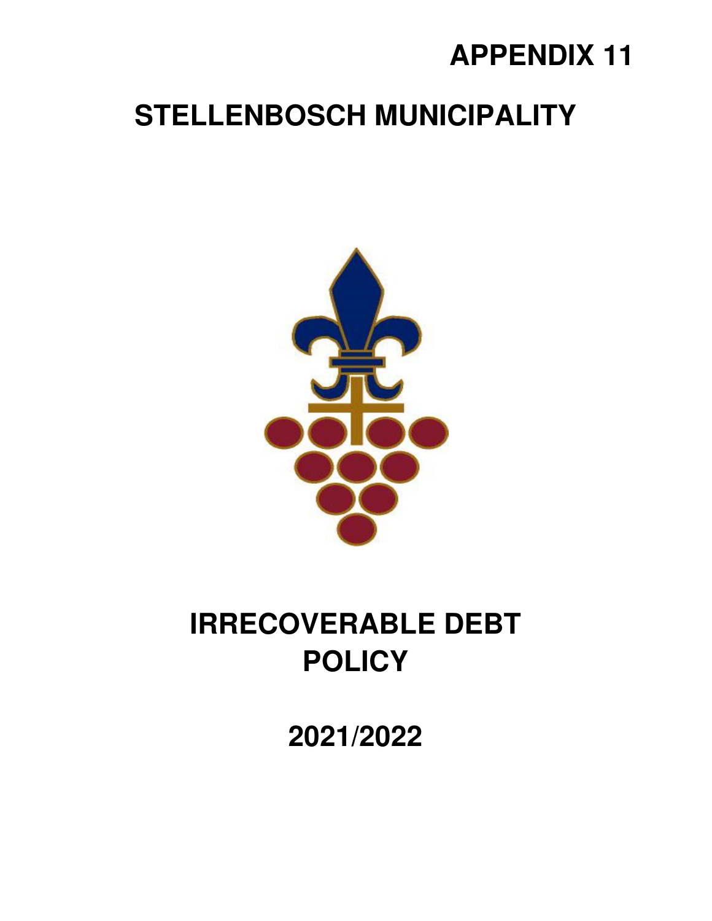**APPENDIX 11**

# STELLENBOSCH MUNICIPALITY

# IRRECOVERABLE DEBT POLICY

## 2021/2022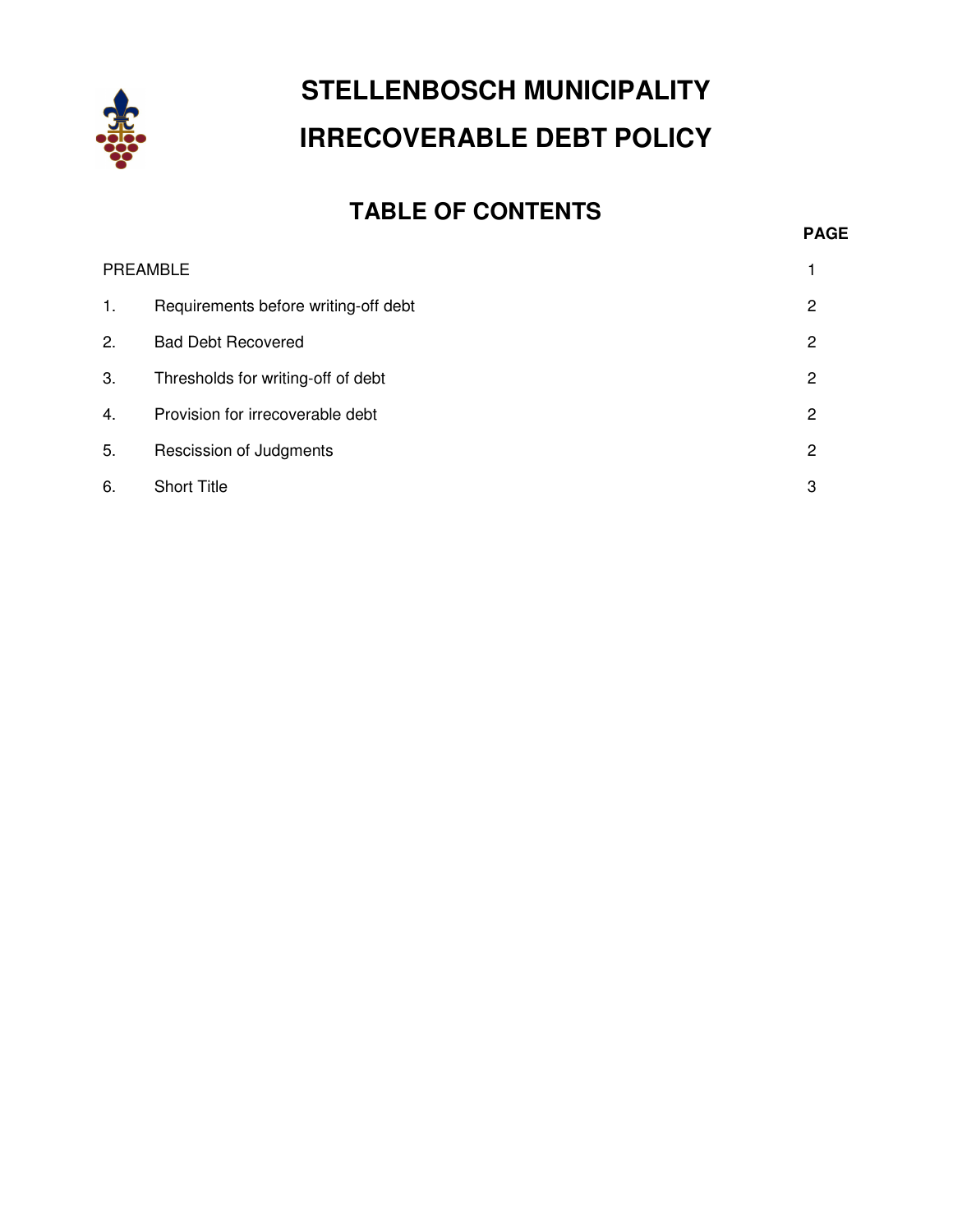# STELLENBOSCH MUNICIPALITY

# IRRECOVERABLE DEBT POLICY

## TABLE OF CONTENTS

| | | PAGE |
|---|---|---|
| PREAMBLE | | 1 |
| 1. | Requirements before writing-off debt | 2 |
| 2. | Bad Debt Recovered | 2 |
| 3. | Thresholds for writing-off of debt | 2 |
| 4. | Provision for irrecoverable debt | 2 |
| 5. | Rescission of Judgments | 2 |
| 6. | Short Title | 3 |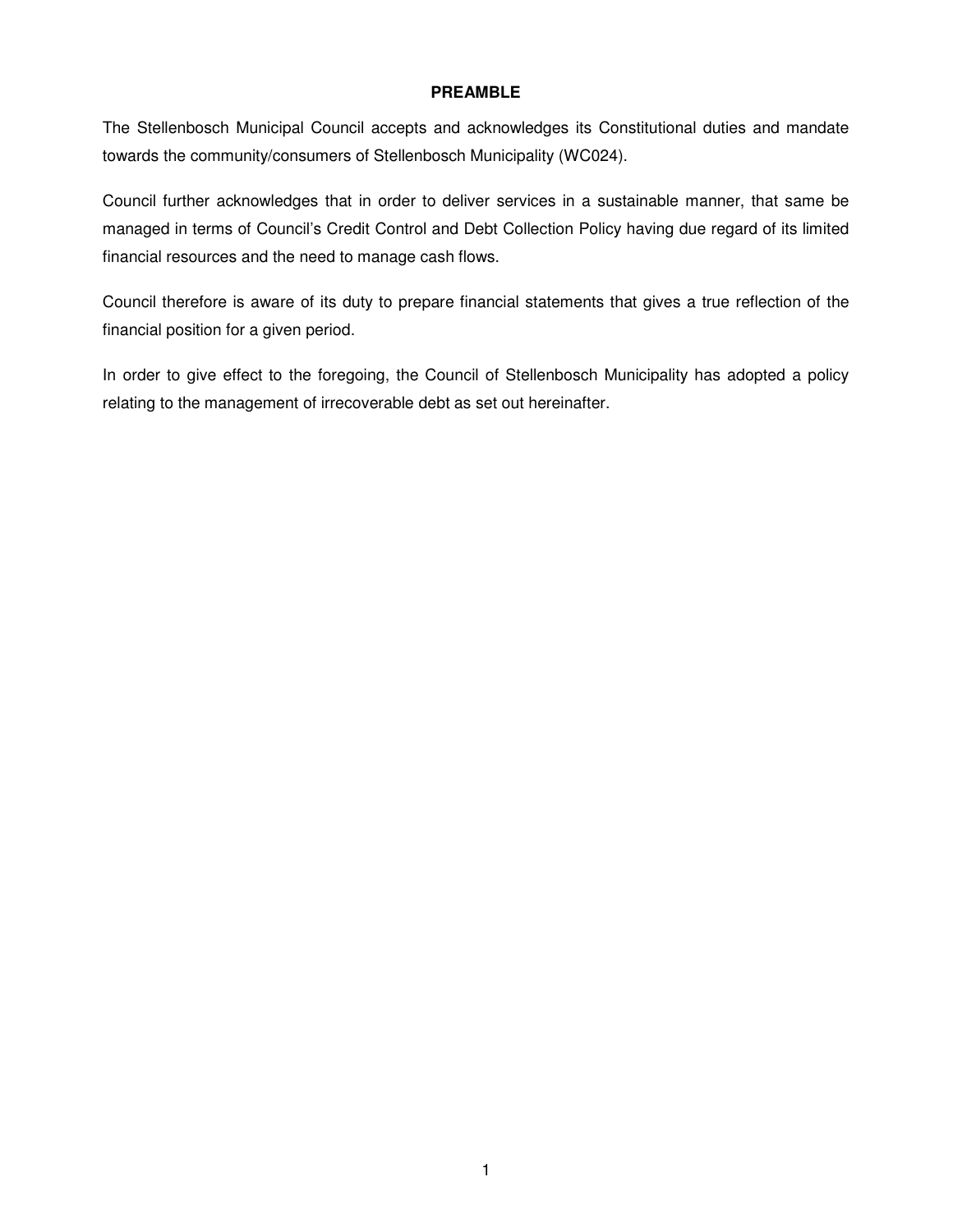**PREAMBLE**

The Stellenbosch Municipal Council accepts and acknowledges its Constitutional duties and mandate towards the community/consumers of Stellenbosch Municipality (WC024).

Council further acknowledges that in order to deliver services in a sustainable manner, that same be managed in terms of Council's Credit Control and Debt Collection Policy having due regard of its limited financial resources and the need to manage cash flows.

Council therefore is aware of its duty to prepare financial statements that gives a true reflection of the financial position for a given period.

In order to give effect to the foregoing, the Council of Stellenbosch Municipality has adopted a policy relating to the management of irrecoverable debt as set out hereinafter.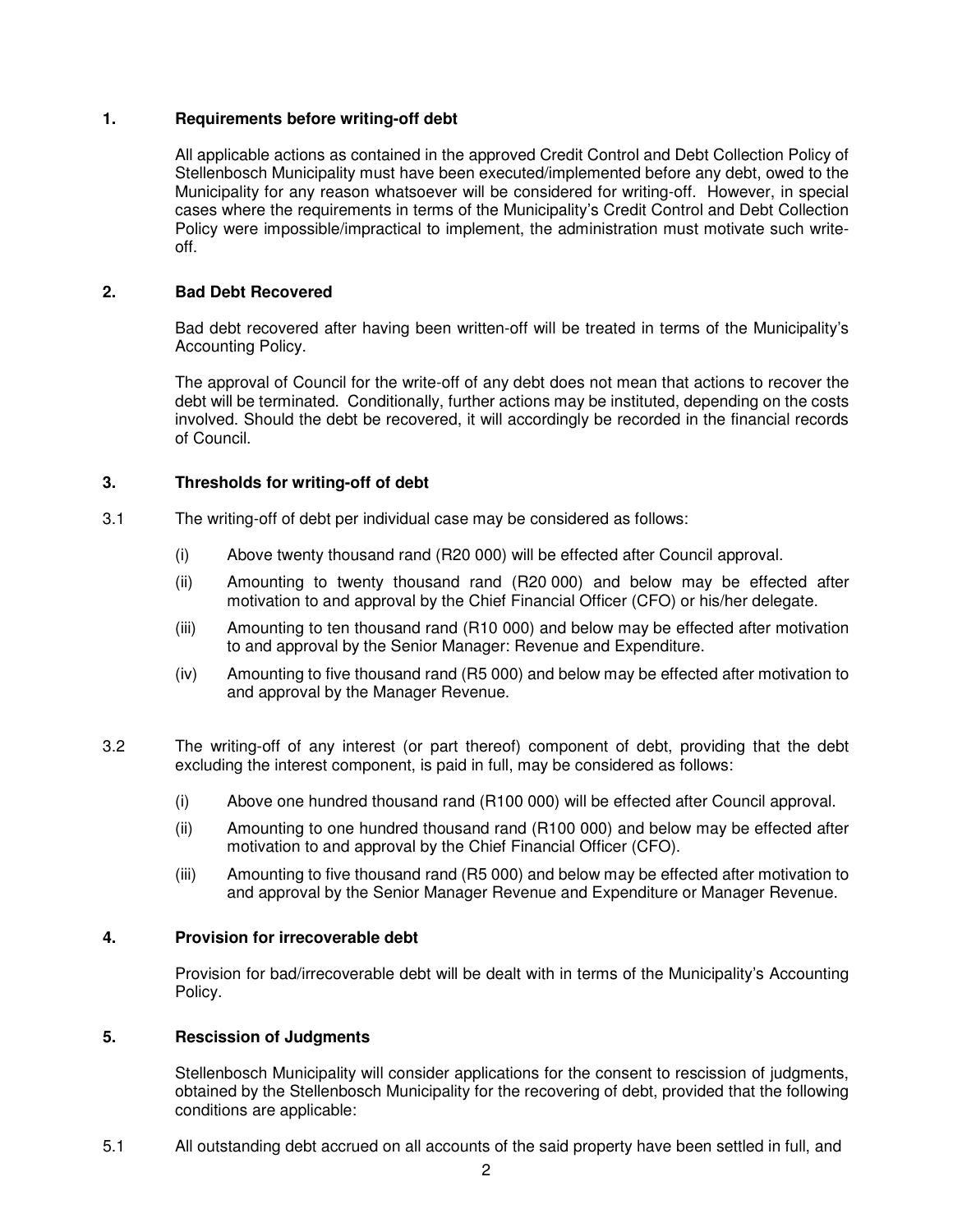## 1. Requirements before writing-off debt

All applicable actions as contained in the approved Credit Control and Debt Collection Policy of Stellenbosch Municipality must have been executed/implemented before any debt, owed to the Municipality for any reason whatsoever will be considered for writing-off. However, in special cases where the requirements in terms of the Municipality's Credit Control and Debt Collection Policy were impossible/impractical to implement, the administration must motivate such write-off.

## 2. Bad Debt Recovered

Bad debt recovered after having been written-off will be treated in terms of the Municipality's Accounting Policy.

The approval of Council for the write-off of any debt does not mean that actions to recover the debt will be terminated. Conditionally, further actions may be instituted, depending on the costs involved. Should the debt be recovered, it will accordingly be recorded in the financial records of Council.

## 3. Thresholds for writing-off of debt

3.1 The writing-off of debt per individual case may be considered as follows:

(i) Above twenty thousand rand (R20 000) will be effected after Council approval.

(ii) Amounting to twenty thousand rand (R20 000) and below may be effected after motivation to and approval by the Chief Financial Officer (CFO) or his/her delegate.

(iii) Amounting to ten thousand rand (R10 000) and below may be effected after motivation to and approval by the Senior Manager: Revenue and Expenditure.

(iv) Amounting to five thousand rand (R5 000) and below may be effected after motivation to and approval by the Manager Revenue.

3.2 The writing-off of any interest (or part thereof) component of debt, providing that the debt excluding the interest component, is paid in full, may be considered as follows:

(i) Above one hundred thousand rand (R100 000) will be effected after Council approval.

(ii) Amounting to one hundred thousand rand (R100 000) and below may be effected after motivation to and approval by the Chief Financial Officer (CFO).

(iii) Amounting to five thousand rand (R5 000) and below may be effected after motivation to and approval by the Senior Manager Revenue and Expenditure or Manager Revenue.

## 4. Provision for irrecoverable debt

Provision for bad/irrecoverable debt will be dealt with in terms of the Municipality's Accounting Policy.

## 5. Rescission of Judgments

Stellenbosch Municipality will consider applications for the consent to rescission of judgments, obtained by the Stellenbosch Municipality for the recovering of debt, provided that the following conditions are applicable:

5.1 All outstanding debt accrued on all accounts of the said property have been settled in full, and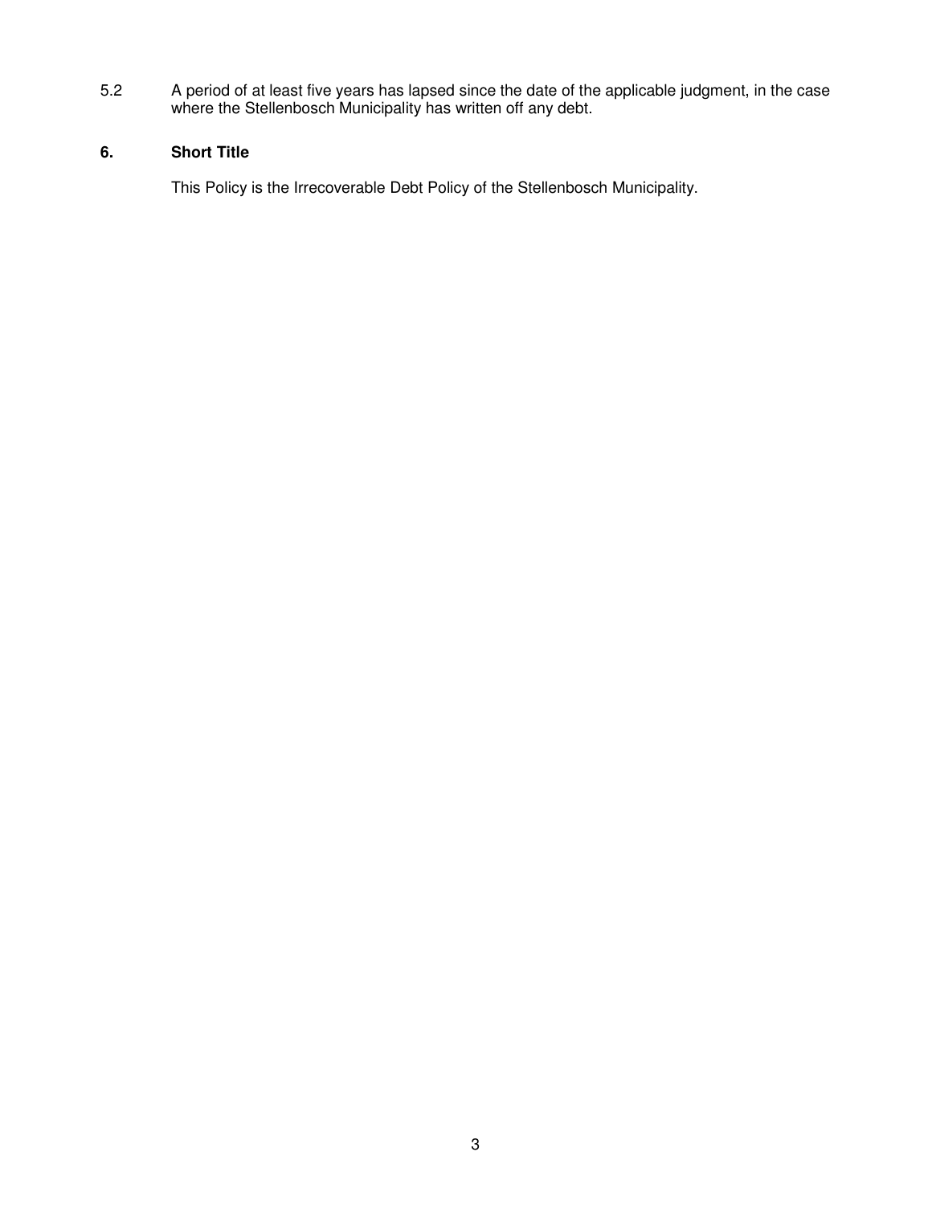5.2 A period of at least five years has lapsed since the date of the applicable judgment, in the case where the Stellenbosch Municipality has written off any debt.

## 6. Short Title

This Policy is the Irrecoverable Debt Policy of the Stellenbosch Municipality.